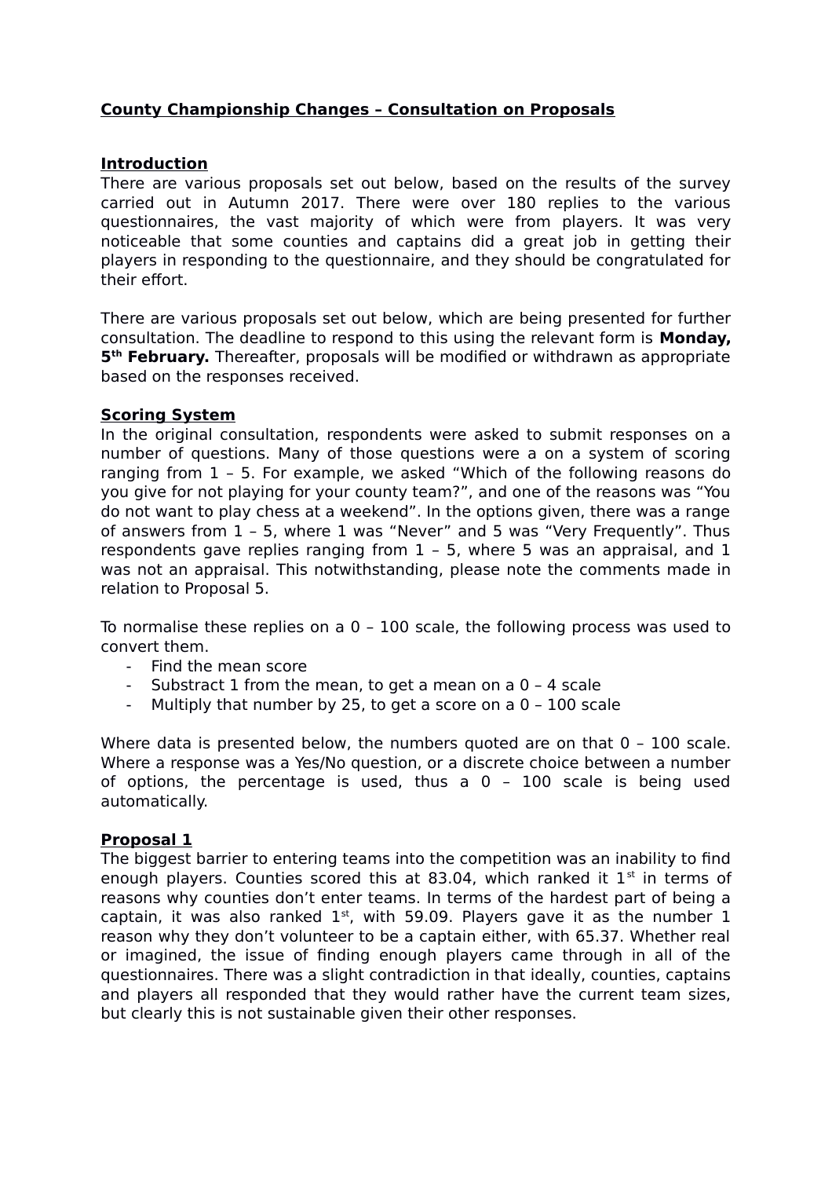# County Championship Changes – Consultation on Proposals

## Introduction

There are various proposals set out below, based on the results of the survey carried out in Autumn 2017. There were over 180 replies to the various questionnaires, the vast majority of which were from players. It was very noticeable that some counties and captains did a great job in getting their players in responding to the questionnaire, and they should be congratulated for their effort.

There are various proposals set out below, which are being presented for further consultation. The deadline to respond to this using the relevant form is **Monday, 5th February.** Thereafter, proposals will be modified or withdrawn as appropriate based on the responses received.

## Scoring System

In the original consultation, respondents were asked to submit responses on a number of questions. Many of those questions were a on a system of scoring ranging from 1 – 5. For example, we asked "Which of the following reasons do you give for not playing for your county team?", and one of the reasons was "You do not want to play chess at a weekend". In the options given, there was a range of answers from 1 – 5, where 1 was "Never" and 5 was "Very Frequently". Thus respondents gave replies ranging from 1 – 5, where 5 was an appraisal, and 1 was not an appraisal. This notwithstanding, please note the comments made in relation to Proposal 5.

To normalise these replies on a 0 – 100 scale, the following process was used to convert them.

- Find the mean score
- Substract 1 from the mean, to get a mean on a 0 – 4 scale
- Multiply that number by 25, to get a score on a 0 – 100 scale

Where data is presented below, the numbers quoted are on that 0 – 100 scale. Where a response was a Yes/No question, or a discrete choice between a number of options, the percentage is used, thus a 0 – 100 scale is being used automatically.

## Proposal 1

The biggest barrier to entering teams into the competition was an inability to find enough players. Counties scored this at 83.04, which ranked it 1st in terms of reasons why counties don't enter teams. In terms of the hardest part of being a captain, it was also ranked 1st, with 59.09. Players gave it as the number 1 reason why they don't volunteer to be a captain either, with 65.37. Whether real or imagined, the issue of finding enough players came through in all of the questionnaires. There was a slight contradiction in that ideally, counties, captains and players all responded that they would rather have the current team sizes, but clearly this is not sustainable given their other responses.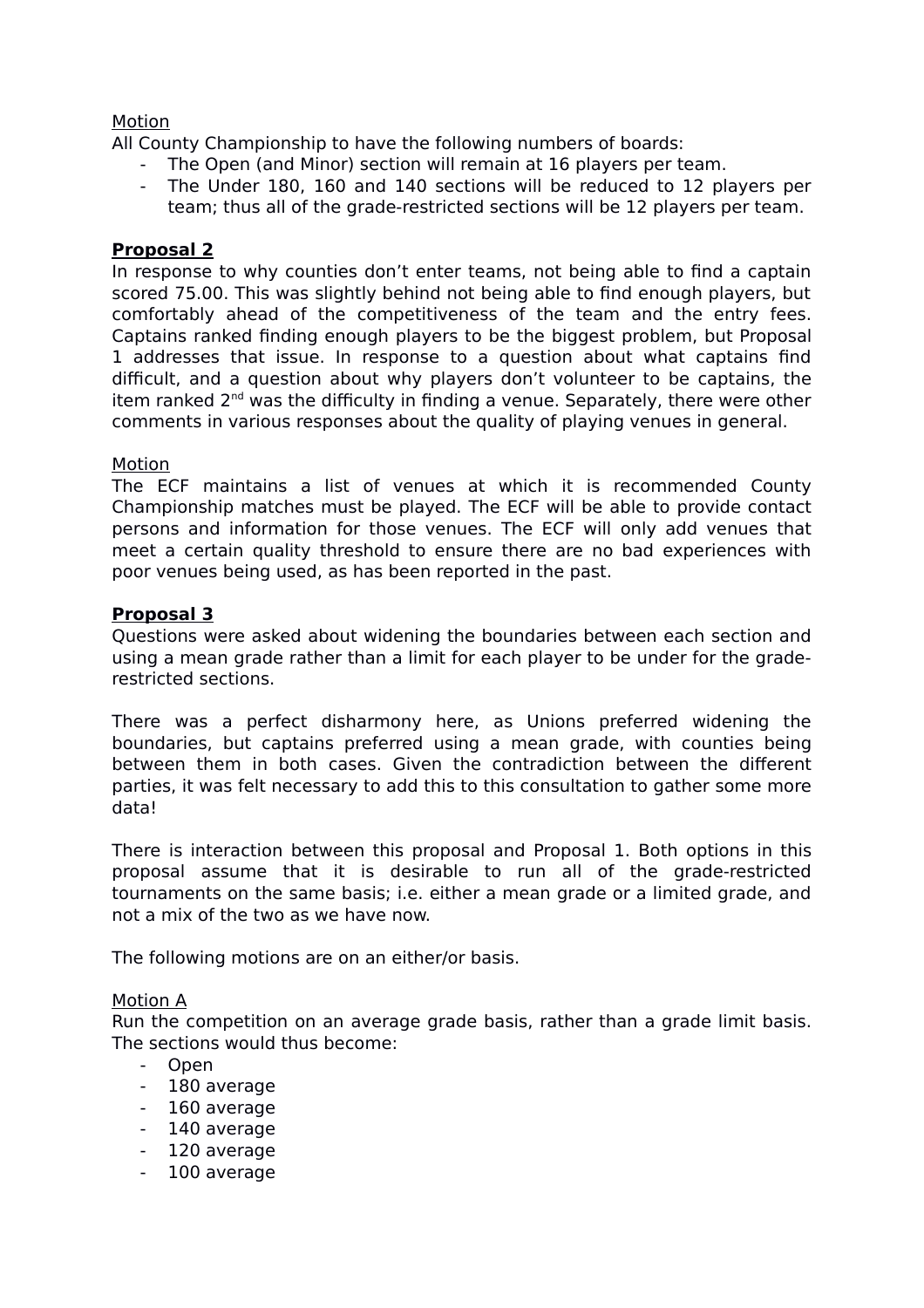Motion

All County Championship to have the following numbers of boards:

- The Open (and Minor) section will remain at 16 players per team.
- The Under 180, 160 and 140 sections will be reduced to 12 players per team; thus all of the grade-restricted sections will be 12 players per team.

**Proposal 2**

In response to why counties don't enter teams, not being able to find a captain scored 75.00. This was slightly behind not being able to find enough players, but comfortably ahead of the competitiveness of the team and the entry fees. Captains ranked finding enough players to be the biggest problem, but Proposal 1 addresses that issue. In response to a question about what captains find difficult, and a question about why players don't volunteer to be captains, the item ranked 2nd was the difficulty in finding a venue. Separately, there were other comments in various responses about the quality of playing venues in general.

Motion

The ECF maintains a list of venues at which it is recommended County Championship matches must be played. The ECF will be able to provide contact persons and information for those venues. The ECF will only add venues that meet a certain quality threshold to ensure there are no bad experiences with poor venues being used, as has been reported in the past.

**Proposal 3**

Questions were asked about widening the boundaries between each section and using a mean grade rather than a limit for each player to be under for the grade-restricted sections.

There was a perfect disharmony here, as Unions preferred widening the boundaries, but captains preferred using a mean grade, with counties being between them in both cases. Given the contradiction between the different parties, it was felt necessary to add this to this consultation to gather some more data!

There is interaction between this proposal and Proposal 1. Both options in this proposal assume that it is desirable to run all of the grade-restricted tournaments on the same basis; i.e. either a mean grade or a limited grade, and not a mix of the two as we have now.

The following motions are on an either/or basis.

Motion A

Run the competition on an average grade basis, rather than a grade limit basis. The sections would thus become:

- Open
- 180 average
- 160 average
- 140 average
- 120 average
- 100 average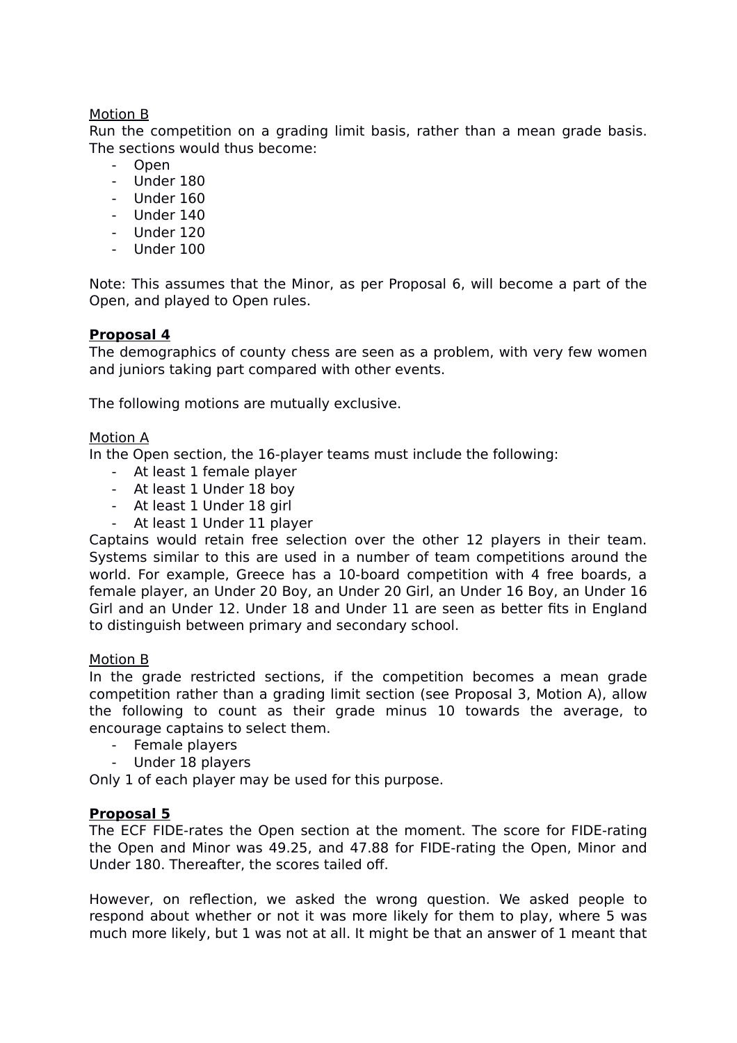Motion B

Run the competition on a grading limit basis, rather than a mean grade basis. The sections would thus become:

- Open
- Under 180
- Under 160
- Under 140
- Under 120
- Under 100

Note: This assumes that the Minor, as per Proposal 6, will become a part of the Open, and played to Open rules.

**Proposal 4**

The demographics of county chess are seen as a problem, with very few women and juniors taking part compared with other events.

The following motions are mutually exclusive.

Motion A

In the Open section, the 16-player teams must include the following:

- At least 1 female player
- At least 1 Under 18 boy
- At least 1 Under 18 girl
- At least 1 Under 11 player

Captains would retain free selection over the other 12 players in their team. Systems similar to this are used in a number of team competitions around the world. For example, Greece has a 10-board competition with 4 free boards, a female player, an Under 20 Boy, an Under 20 Girl, an Under 16 Boy, an Under 16 Girl and an Under 12. Under 18 and Under 11 are seen as better fits in England to distinguish between primary and secondary school.

Motion B

In the grade restricted sections, if the competition becomes a mean grade competition rather than a grading limit section (see Proposal 3, Motion A), allow the following to count as their grade minus 10 towards the average, to encourage captains to select them.

- Female players
- Under 18 players

Only 1 of each player may be used for this purpose.

**Proposal 5**

The ECF FIDE-rates the Open section at the moment. The score for FIDE-rating the Open and Minor was 49.25, and 47.88 for FIDE-rating the Open, Minor and Under 180. Thereafter, the scores tailed off.

However, on reflection, we asked the wrong question. We asked people to respond about whether or not it was more likely for them to play, where 5 was much more likely, but 1 was not at all. It might be that an answer of 1 meant that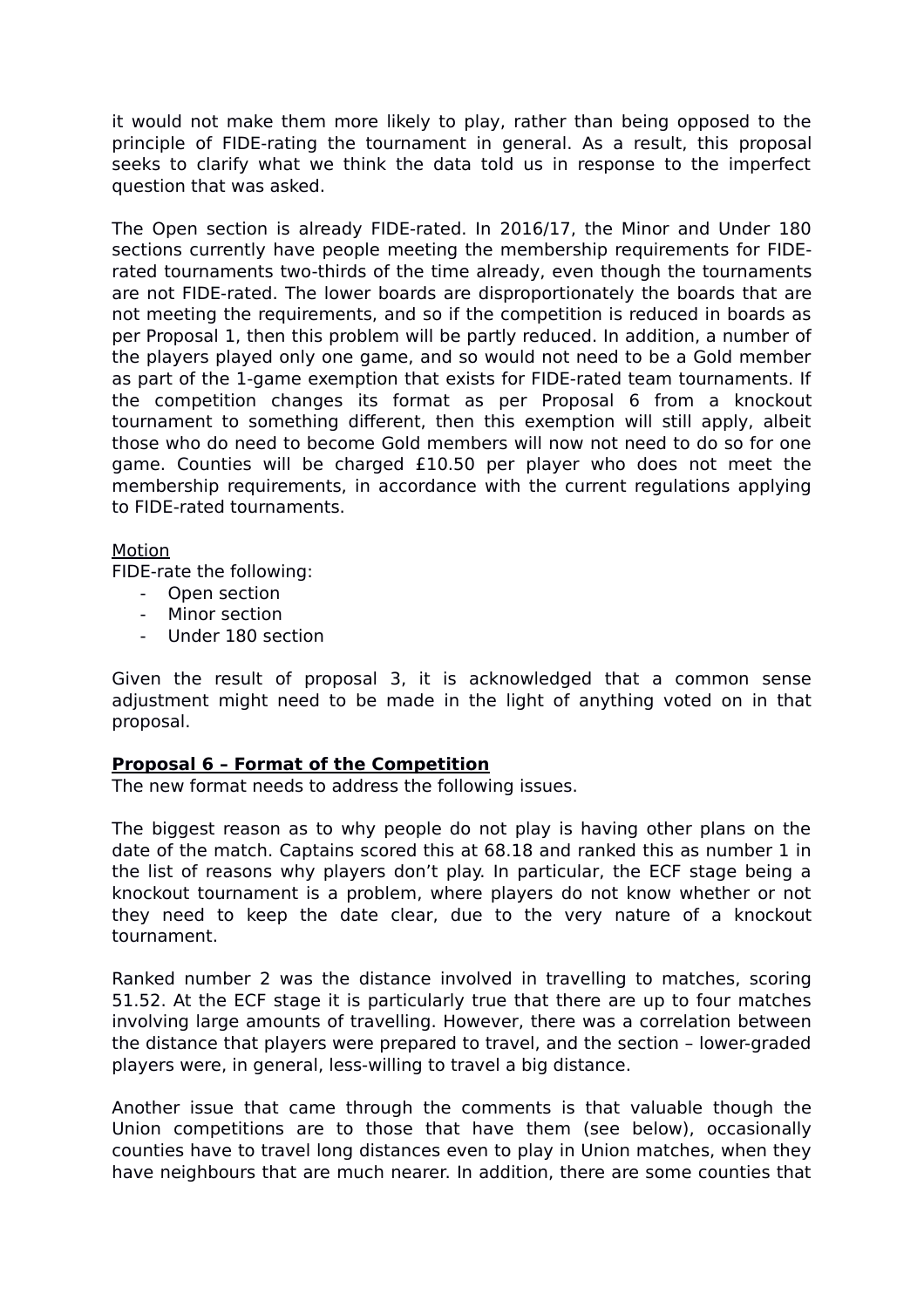it would not make them more likely to play, rather than being opposed to the principle of FIDE-rating the tournament in general. As a result, this proposal seeks to clarify what we think the data told us in response to the imperfect question that was asked.

The Open section is already FIDE-rated. In 2016/17, the Minor and Under 180 sections currently have people meeting the membership requirements for FIDE-rated tournaments two-thirds of the time already, even though the tournaments are not FIDE-rated. The lower boards are disproportionately the boards that are not meeting the requirements, and so if the competition is reduced in boards as per Proposal 1, then this problem will be partly reduced. In addition, a number of the players played only one game, and so would not need to be a Gold member as part of the 1-game exemption that exists for FIDE-rated team tournaments. If the competition changes its format as per Proposal 6 from a knockout tournament to something different, then this exemption will still apply, albeit those who do need to become Gold members will now not need to do so for one game. Counties will be charged £10.50 per player who does not meet the membership requirements, in accordance with the current regulations applying to FIDE-rated tournaments.

Motion

FIDE-rate the following:

- Open section
- Minor section
- Under 180 section

Given the result of proposal 3, it is acknowledged that a common sense adjustment might need to be made in the light of anything voted on in that proposal.

**Proposal 6 – Format of the Competition**

The new format needs to address the following issues.

The biggest reason as to why people do not play is having other plans on the date of the match. Captains scored this at 68.18 and ranked this as number 1 in the list of reasons why players don't play. In particular, the ECF stage being a knockout tournament is a problem, where players do not know whether or not they need to keep the date clear, due to the very nature of a knockout tournament.

Ranked number 2 was the distance involved in travelling to matches, scoring 51.52. At the ECF stage it is particularly true that there are up to four matches involving large amounts of travelling. However, there was a correlation between the distance that players were prepared to travel, and the section – lower-graded players were, in general, less-willing to travel a big distance.

Another issue that came through the comments is that valuable though the Union competitions are to those that have them (see below), occasionally counties have to travel long distances even to play in Union matches, when they have neighbours that are much nearer. In addition, there are some counties that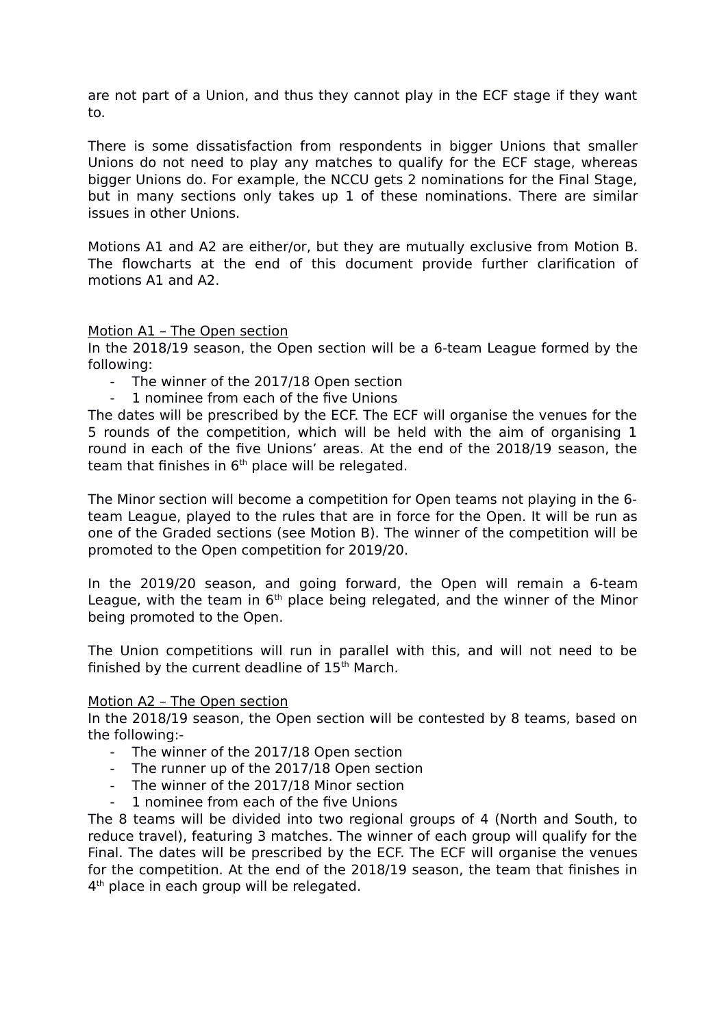are not part of a Union, and thus they cannot play in the ECF stage if they want to.

There is some dissatisfaction from respondents in bigger Unions that smaller Unions do not need to play any matches to qualify for the ECF stage, whereas bigger Unions do. For example, the NCCU gets 2 nominations for the Final Stage, but in many sections only takes up 1 of these nominations. There are similar issues in other Unions.

Motions A1 and A2 are either/or, but they are mutually exclusive from Motion B. The flowcharts at the end of this document provide further clarification of motions A1 and A2.

Motion A1 – The Open section

In the 2018/19 season, the Open section will be a 6-team League formed by the following:

- The winner of the 2017/18 Open section
- 1 nominee from each of the five Unions

The dates will be prescribed by the ECF. The ECF will organise the venues for the 5 rounds of the competition, which will be held with the aim of organising 1 round in each of the five Unions' areas. At the end of the 2018/19 season, the team that finishes in 6th place will be relegated.

The Minor section will become a competition for Open teams not playing in the 6-team League, played to the rules that are in force for the Open. It will be run as one of the Graded sections (see Motion B). The winner of the competition will be promoted to the Open competition for 2019/20.

In the 2019/20 season, and going forward, the Open will remain a 6-team League, with the team in 6th place being relegated, and the winner of the Minor being promoted to the Open.

The Union competitions will run in parallel with this, and will not need to be finished by the current deadline of 15th March.

Motion A2 – The Open section

In the 2018/19 season, the Open section will be contested by 8 teams, based on the following:-

- The winner of the 2017/18 Open section
- The runner up of the 2017/18 Open section
- The winner of the 2017/18 Minor section
- 1 nominee from each of the five Unions

The 8 teams will be divided into two regional groups of 4 (North and South, to reduce travel), featuring 3 matches. The winner of each group will qualify for the Final. The dates will be prescribed by the ECF. The ECF will organise the venues for the competition. At the end of the 2018/19 season, the team that finishes in 4th place in each group will be relegated.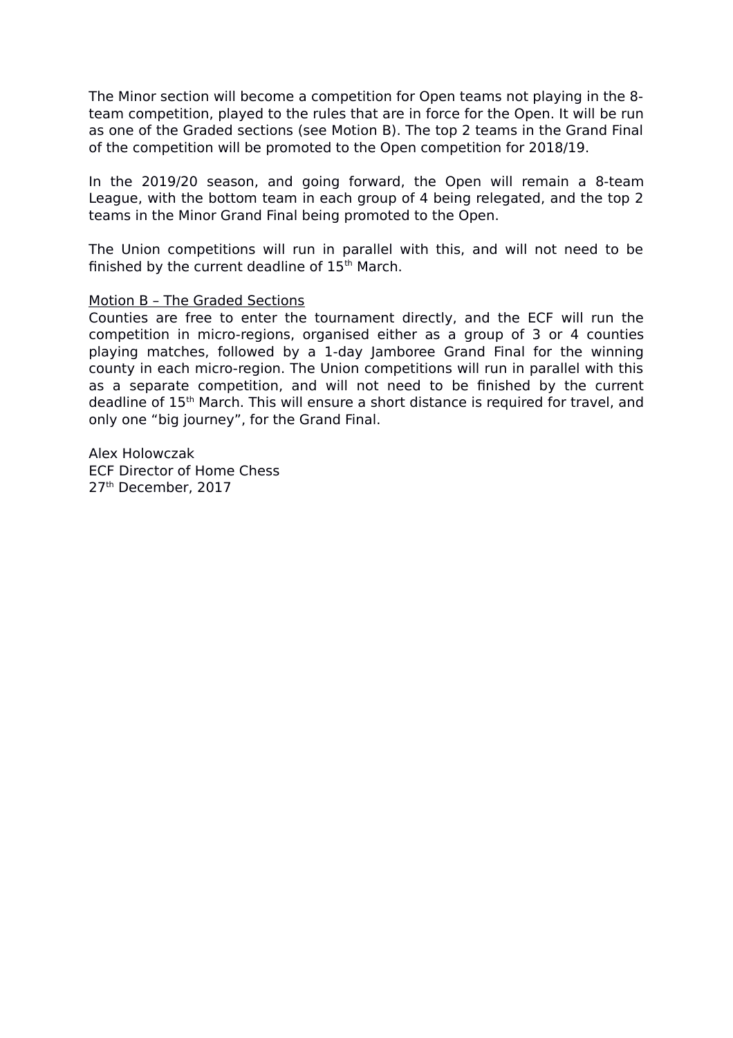The Minor section will become a competition for Open teams not playing in the 8-team competition, played to the rules that are in force for the Open. It will be run as one of the Graded sections (see Motion B). The top 2 teams in the Grand Final of the competition will be promoted to the Open competition for 2018/19.

In the 2019/20 season, and going forward, the Open will remain a 8-team League, with the bottom team in each group of 4 being relegated, and the top 2 teams in the Minor Grand Final being promoted to the Open.

The Union competitions will run in parallel with this, and will not need to be finished by the current deadline of 15th March.

Motion B – The Graded Sections

Counties are free to enter the tournament directly, and the ECF will run the competition in micro-regions, organised either as a group of 3 or 4 counties playing matches, followed by a 1-day Jamboree Grand Final for the winning county in each micro-region. The Union competitions will run in parallel with this as a separate competition, and will not need to be finished by the current deadline of 15th March. This will ensure a short distance is required for travel, and only one "big journey", for the Grand Final.

Alex Holowczak
ECF Director of Home Chess
27th December, 2017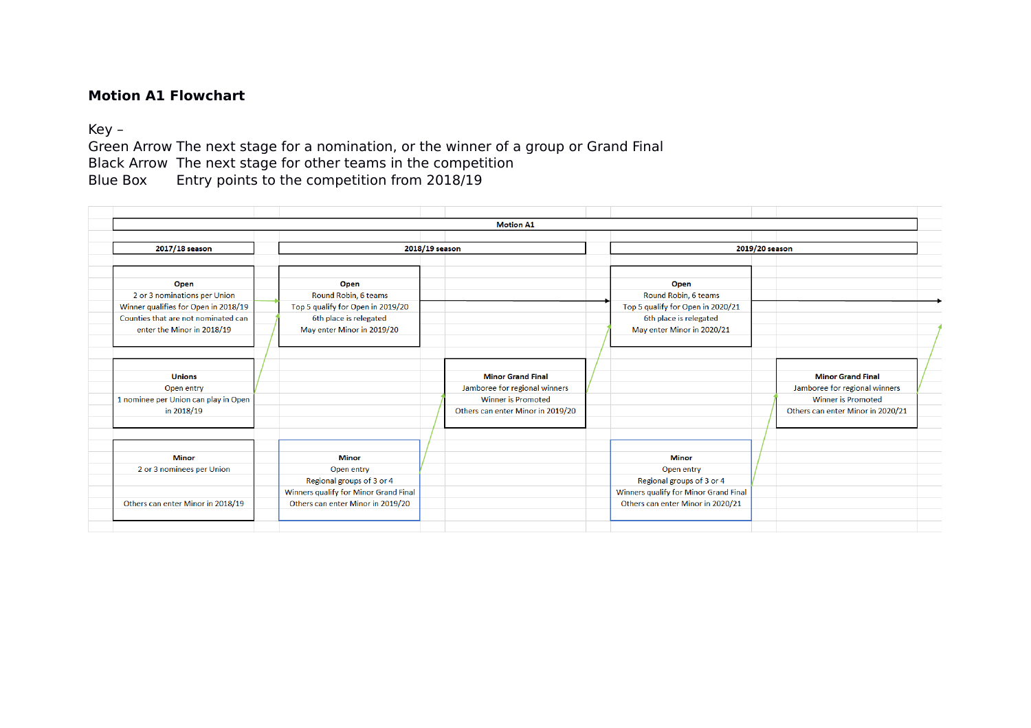**Motion A1 Flowchart**

Key –
Green Arrow The next stage for a nomination, or the winner of a group or Grand Final
Black Arrow The next stage for other teams in the competition
Blue Box Entry points to the competition from 2018/19

| Motion A1 | | | | | |
|---|---|---|---|---|---|
| **2017/18 season** | **2018/19 season** | | **2019/20 season** | | |
| **Open**<br>2 or 3 nominations per Union<br>Winner qualifies for Open in 2018/19<br>Counties that are not nominated can enter the Minor in 2018/19 | **Open**<br>Round Robin, 6 teams<br>Top 5 qualify for Open in 2019/20<br>6th place is relegated<br>May enter Minor in 2019/20 | | **Open**<br>Round Robin, 6 teams<br>Top 5 qualify for Open in 2020/21<br>6th place is relegated<br>May enter Minor in 2020/21 | | |
| **Unions**<br>Open entry<br>1 nominee per Union can play in Open in 2018/19 | | **Minor Grand Final**<br>Jamboree for regional winners<br>Winner is Promoted<br>Others can enter Minor in 2019/20 | | **Minor Grand Final**<br>Jamboree for regional winners<br>Winner is Promoted<br>Others can enter Minor in 2020/21 | |
| **Minor**<br>2 or 3 nominees per Union<br>Others can enter Minor in 2018/19 | **Minor**<br>Open entry<br>Regional groups of 3 or 4<br>Winners qualify for Minor Grand Final<br>Others can enter Minor in 2019/20 | | **Minor**<br>Open entry<br>Regional groups of 3 or 4<br>Winners qualify for Minor Grand Final<br>Others can enter Minor in 2020/21 | | |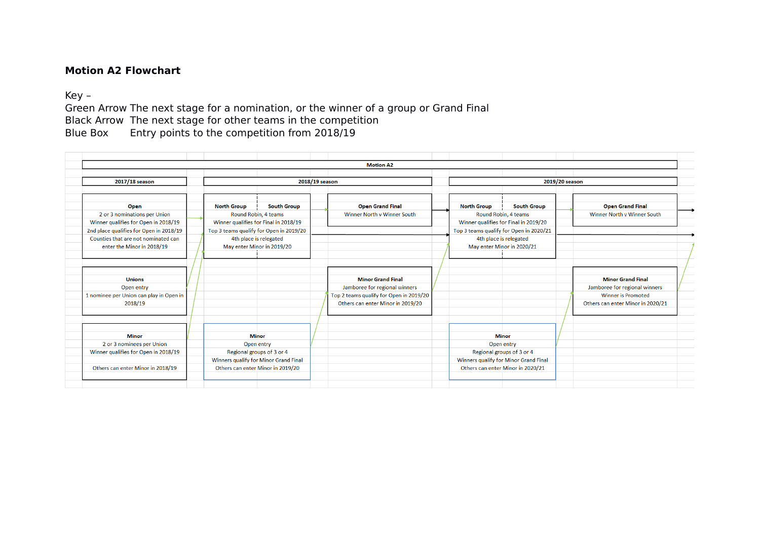**Motion A2 Flowchart**

Key –
Green Arrow The next stage for a nomination, or the winner of a group or Grand Final
Black Arrow The next stage for other teams in the competition
Blue Box Entry points to the competition from 2018/19

Motion A2

2017/18 season

2018/19 season

2019/20 season

**Open**
2 or 3 nominations per Union
Winner qualifies for Open in 2018/19
2nd place qualifies for Open in 2018/19
Counties that are not nominated can enter the Minor in 2018/19

**North Group** | **South Group**
Round Robin, 4 teams
Winner qualifies for Final in 2018/19
Top 3 teams qualify for Open in 2019/20
4th place is relegated
May enter Minor in 2019/20

**Open Grand Final**
Winner North v Winner South

**North Group** | **South Group**
Round Robin, 4 teams
Winner qualifies for Final in 2019/20
Top 3 teams qualify for Open in 2020/21
4th place is relegated
May enter Minor in 2020/21

**Open Grand Final**
Winner North v Winner South

**Unions**
Open entry
1 nominee per Union can play in Open in 2018/19

**Minor Grand Final**
Jamboree for regional winners
Top 2 teams qualify for Open in 2019/20
Others can enter Minor in 2019/20

**Minor Grand Final**
Jamboree for regional winners
Winner is Promoted
Others can enter Minor in 2020/21

**Minor**
2 or 3 nominees per Union
Winner qualifies for Open in 2018/19

Others can enter Minor in 2018/19

**Minor**
Open entry
Regional groups of 3 or 4
Winners qualify for Minor Grand Final
Others can enter Minor in 2019/20

**Minor**
Open entry
Regional groups of 3 or 4
Winners qualify for Minor Grand Final
Others can enter Minor in 2020/21